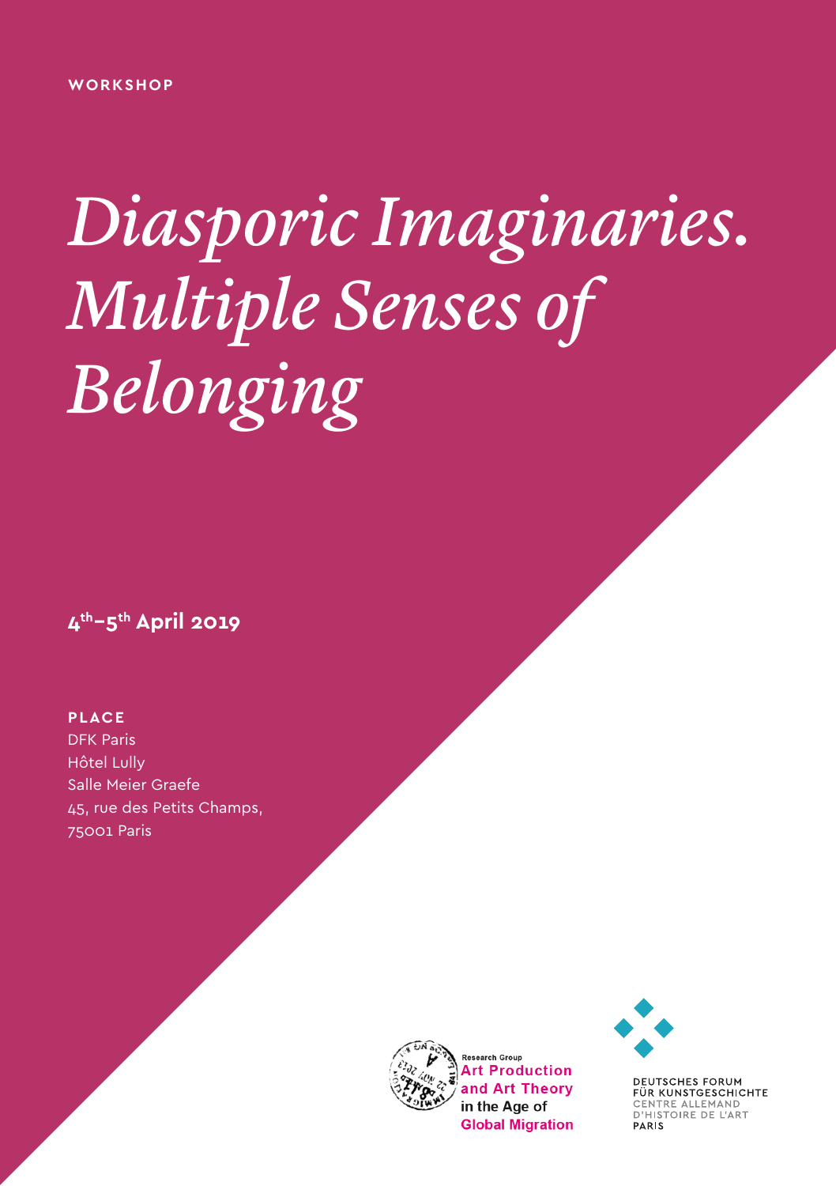**WORKSHOP**

# *Diasporic Imaginaries. Multiple Senses of Belonging*

**4th–5th April 2019**

**PLACE**

DFK Paris
Hôtel Lully
Salle Meier Graefe
45, rue des Petits Champs,
75001 Paris

Research Group
Art Production and Art Theory in the Age of Global Migration

DEUTSCHES FORUM FÜR KUNSTGESCHICHTE
CENTRE ALLEMAND D'HISTOIRE DE L'ART
PARIS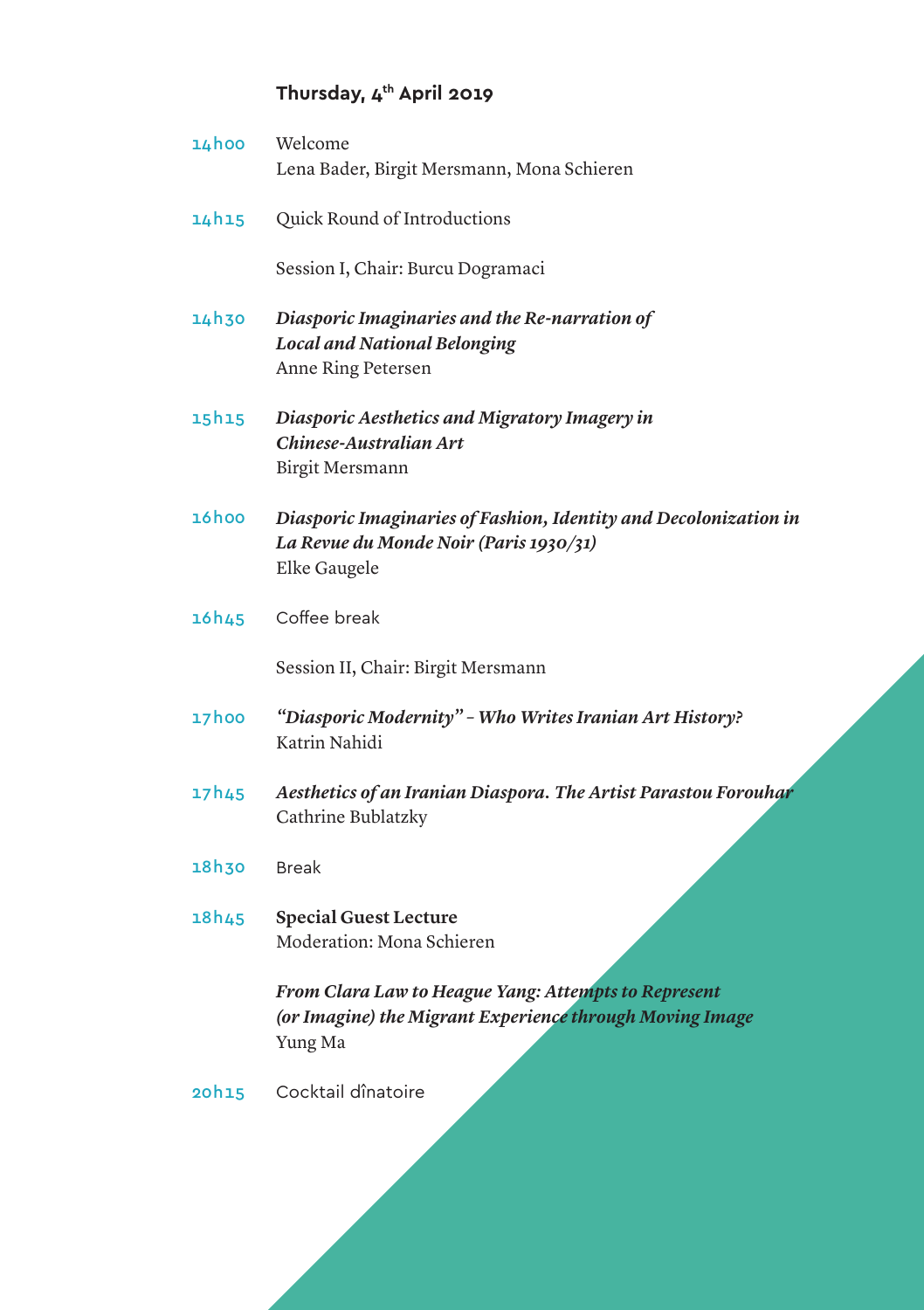## Thursday, 4th April 2019

**14h00** Welcome
Lena Bader, Birgit Mersmann, Mona Schieren

**14h15** Quick Round of Introductions

Session I, Chair: Burcu Dogramaci

**14h30** ***Diasporic Imaginaries and the Re-narration of Local and National Belonging***
Anne Ring Petersen

**15h15** ***Diasporic Aesthetics and Migratory Imagery in Chinese-Australian Art***
Birgit Mersmann

**16h00** ***Diasporic Imaginaries of Fashion, Identity and Decolonization in La Revue du Monde Noir (Paris 1930/31)***
Elke Gaugele

**16h45** Coffee break

Session II, Chair: Birgit Mersmann

**17h00** ***"Diasporic Modernity" – Who Writes Iranian Art History?***
Katrin Nahidi

**17h45** ***Aesthetics of an Iranian Diaspora. The Artist Parastou Forouhar***
Cathrine Bublatzky

**18h30** Break

**18h45** **Special Guest Lecture**
Moderation: Mona Schieren

***From Clara Law to Heague Yang: Attempts to Represent (or Imagine) the Migrant Experience through Moving Image***
Yung Ma

**20h15** Cocktail dînatoire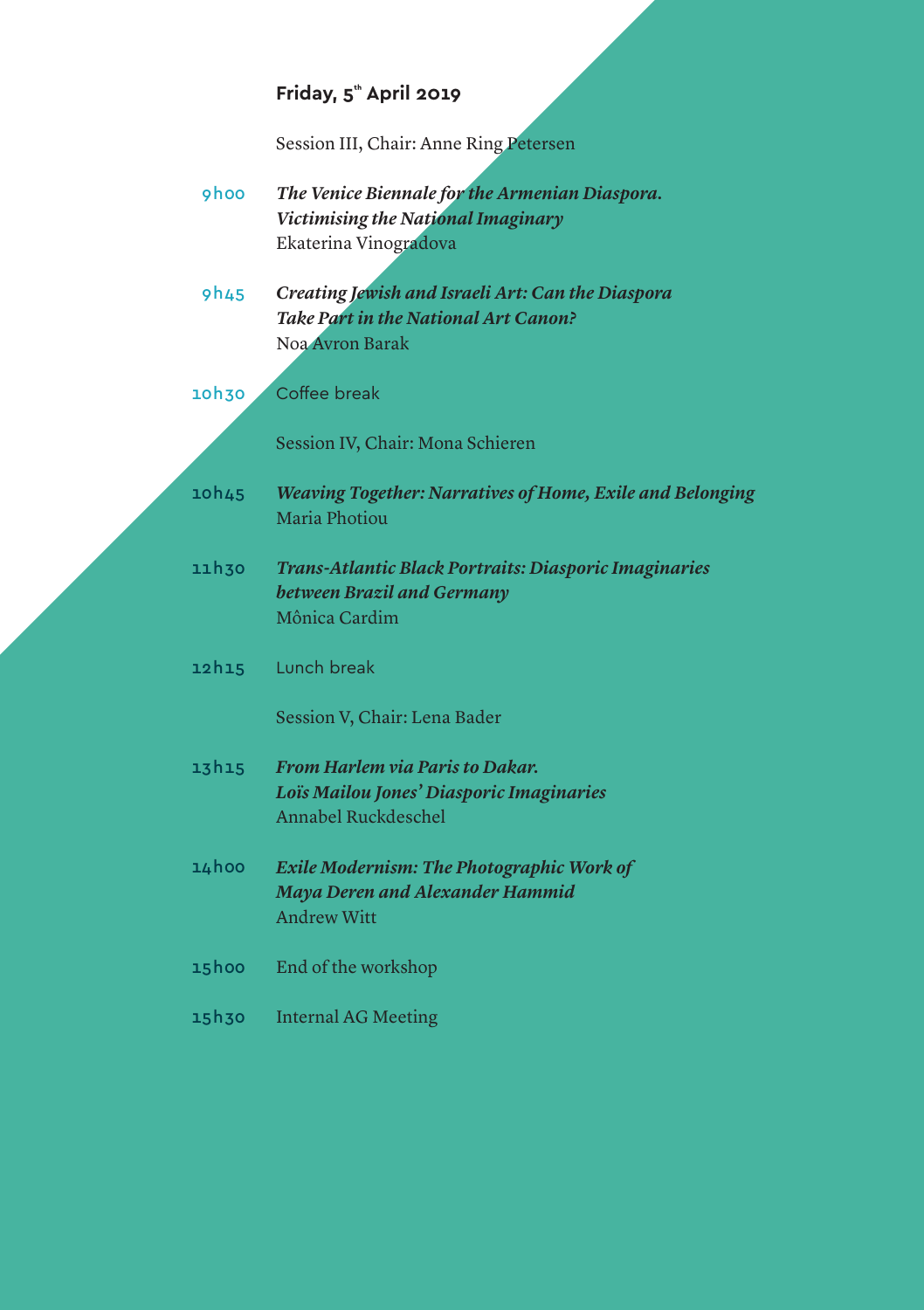## Friday, 5th April 2019

Session III, Chair: Anne Ring Petersen

9h00 ***The Venice Biennale for the Armenian Diaspora. Victimising the National Imaginary***
Ekaterina Vinogradova

9h45 ***Creating Jewish and Israeli Art: Can the Diaspora Take Part in the National Art Canon?***
Noa Avron Barak

10h30 Coffee break

Session IV, Chair: Mona Schieren

10h45 ***Weaving Together: Narratives of Home, Exile and Belonging***
Maria Photiou

11h30 ***Trans-Atlantic Black Portraits: Diasporic Imaginaries between Brazil and Germany***
Mônica Cardim

12h15 Lunch break

Session V, Chair: Lena Bader

13h15 ***From Harlem via Paris to Dakar. Loïs Mailou Jones' Diasporic Imaginaries***
Annabel Ruckdeschel

14h00 ***Exile Modernism: The Photographic Work of Maya Deren and Alexander Hammid***
Andrew Witt

15h00 End of the workshop

15h30 Internal AG Meeting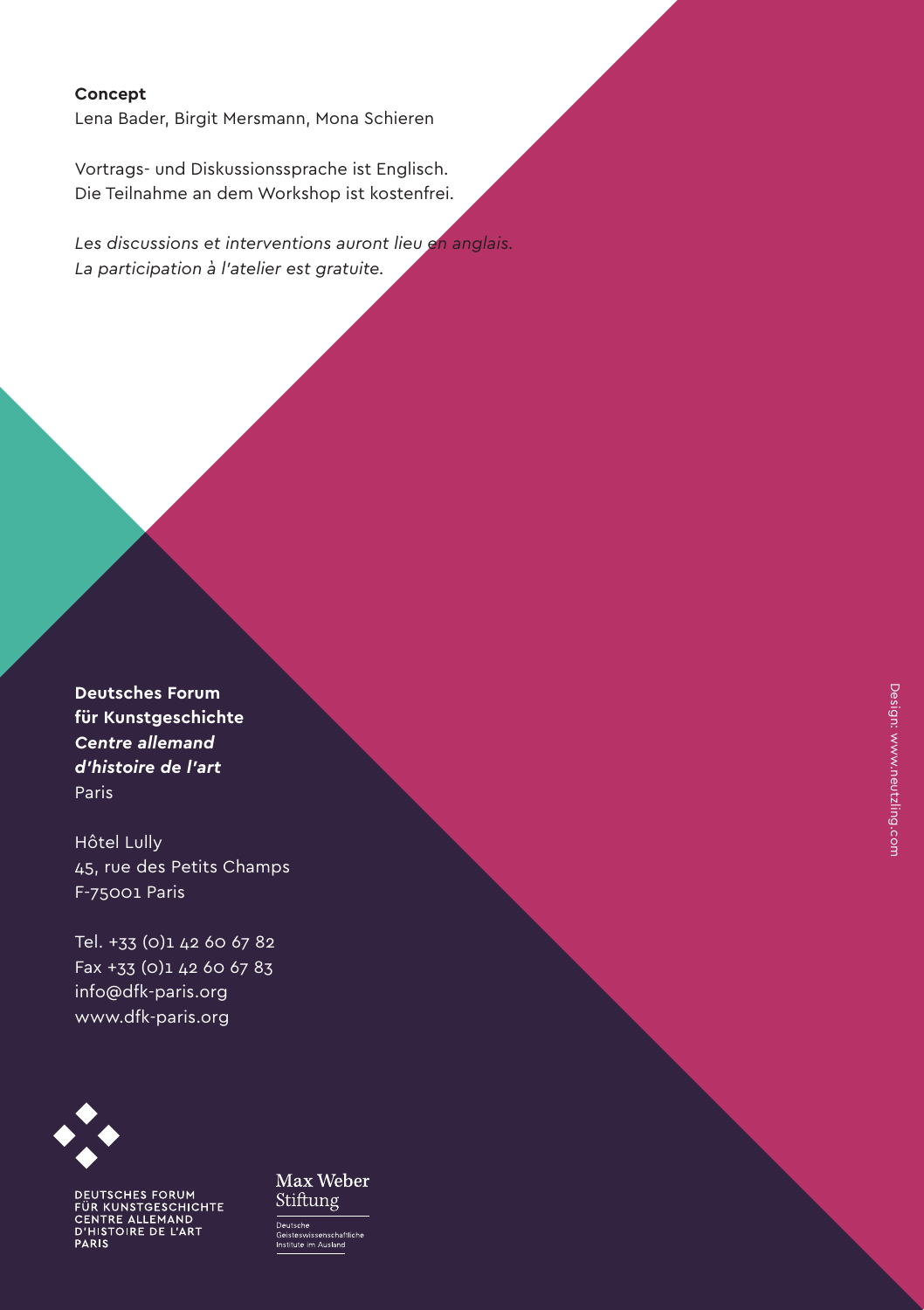**Concept**
Lena Bader, Birgit Mersmann, Mona Schieren

Vortrags- und Diskussionssprache ist Englisch.
Die Teilnahme an dem Workshop ist kostenfrei.

*Les discussions et interventions auront lieu en anglais.*
*La participation à l'atelier est gratuite.*

**Deutsches Forum für Kunstgeschichte**
***Centre allemand d'histoire de l'art***
Paris

Hôtel Lully
45, rue des Petits Champs
F-75001 Paris

Tel. +33 (0)1 42 60 67 82
Fax +33 (0)1 42 60 67 83
info@dfk-paris.org
www.dfk-paris.org

DEUTSCHES FORUM FÜR KUNSTGESCHICHTE
CENTRE ALLEMAND D'HISTOIRE DE L'ART
PARIS

Max Weber Stiftung
Deutsche Geisteswissenschaftliche Institute im Ausland

Design: www.neutzling.com